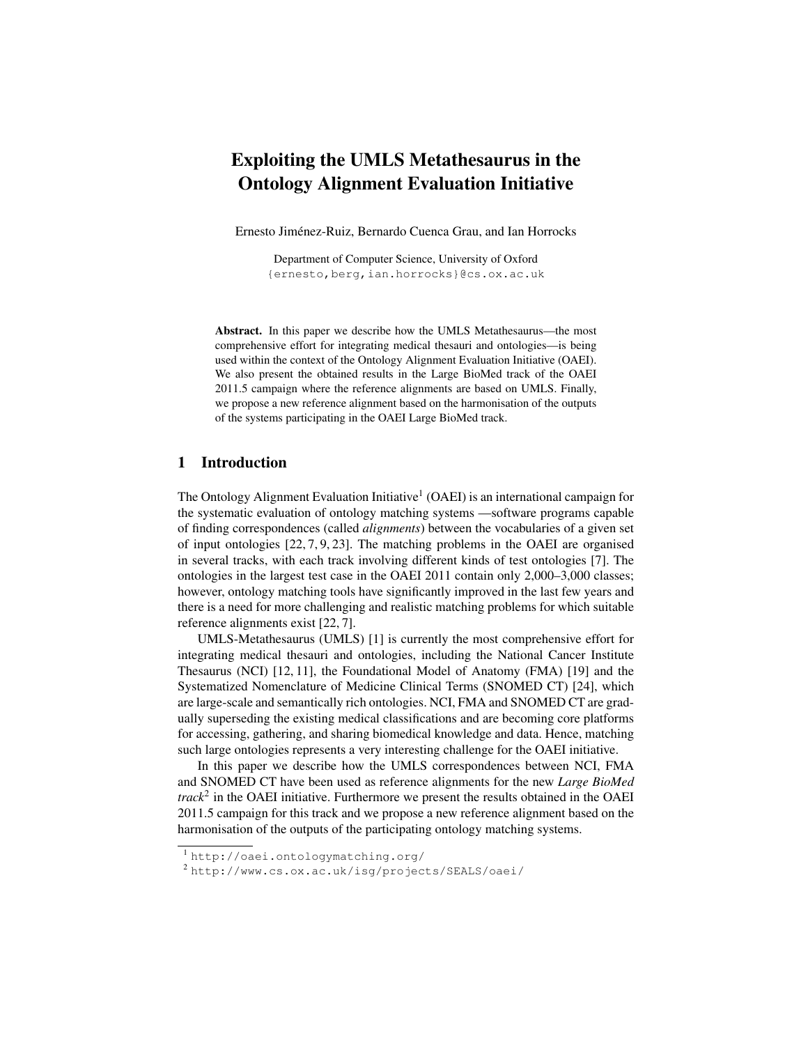# Exploiting the UMLS Metathesaurus in the Ontology Alignment Evaluation Initiative

Ernesto Jiménez-Ruiz, Bernardo Cuenca Grau, and Ian Horrocks

Department of Computer Science, University of Oxford
{ernesto,berg,ian.horrocks}@cs.ox.ac.uk

**Abstract.** In this paper we describe how the UMLS Metathesaurus—the most comprehensive effort for integrating medical thesauri and ontologies—is being used within the context of the Ontology Alignment Evaluation Initiative (OAEI). We also present the obtained results in the Large BioMed track of the OAEI 2011.5 campaign where the reference alignments are based on UMLS. Finally, we propose a new reference alignment based on the harmonisation of the outputs of the systems participating in the OAEI Large BioMed track.

## 1 Introduction

The Ontology Alignment Evaluation Initiative[1] (OAEI) is an international campaign for the systematic evaluation of ontology matching systems —software programs capable of finding correspondences (called *alignments*) between the vocabularies of a given set of input ontologies [22, 7, 9, 23]. The matching problems in the OAEI are organised in several tracks, with each track involving different kinds of test ontologies [7]. The ontologies in the largest test case in the OAEI 2011 contain only 2,000–3,000 classes; however, ontology matching tools have significantly improved in the last few years and there is a need for more challenging and realistic matching problems for which suitable reference alignments exist [22, 7].

UMLS-Metathesaurus (UMLS) [1] is currently the most comprehensive effort for integrating medical thesauri and ontologies, including the National Cancer Institute Thesaurus (NCI) [12, 11], the Foundational Model of Anatomy (FMA) [19] and the Systematized Nomenclature of Medicine Clinical Terms (SNOMED CT) [24], which are large-scale and semantically rich ontologies. NCI, FMA and SNOMED CT are gradually superseding the existing medical classifications and are becoming core platforms for accessing, gathering, and sharing biomedical knowledge and data. Hence, matching such large ontologies represents a very interesting challenge for the OAEI initiative.

In this paper we describe how the UMLS correspondences between NCI, FMA and SNOMED CT have been used as reference alignments for the new *Large BioMed track*[2] in the OAEI initiative. Furthermore we present the results obtained in the OAEI 2011.5 campaign for this track and we propose a new reference alignment based on the harmonisation of the outputs of the participating ontology matching systems.

[1] http://oaei.ontologymatching.org/
[2] http://www.cs.ox.ac.uk/isg/projects/SEALS/oaei/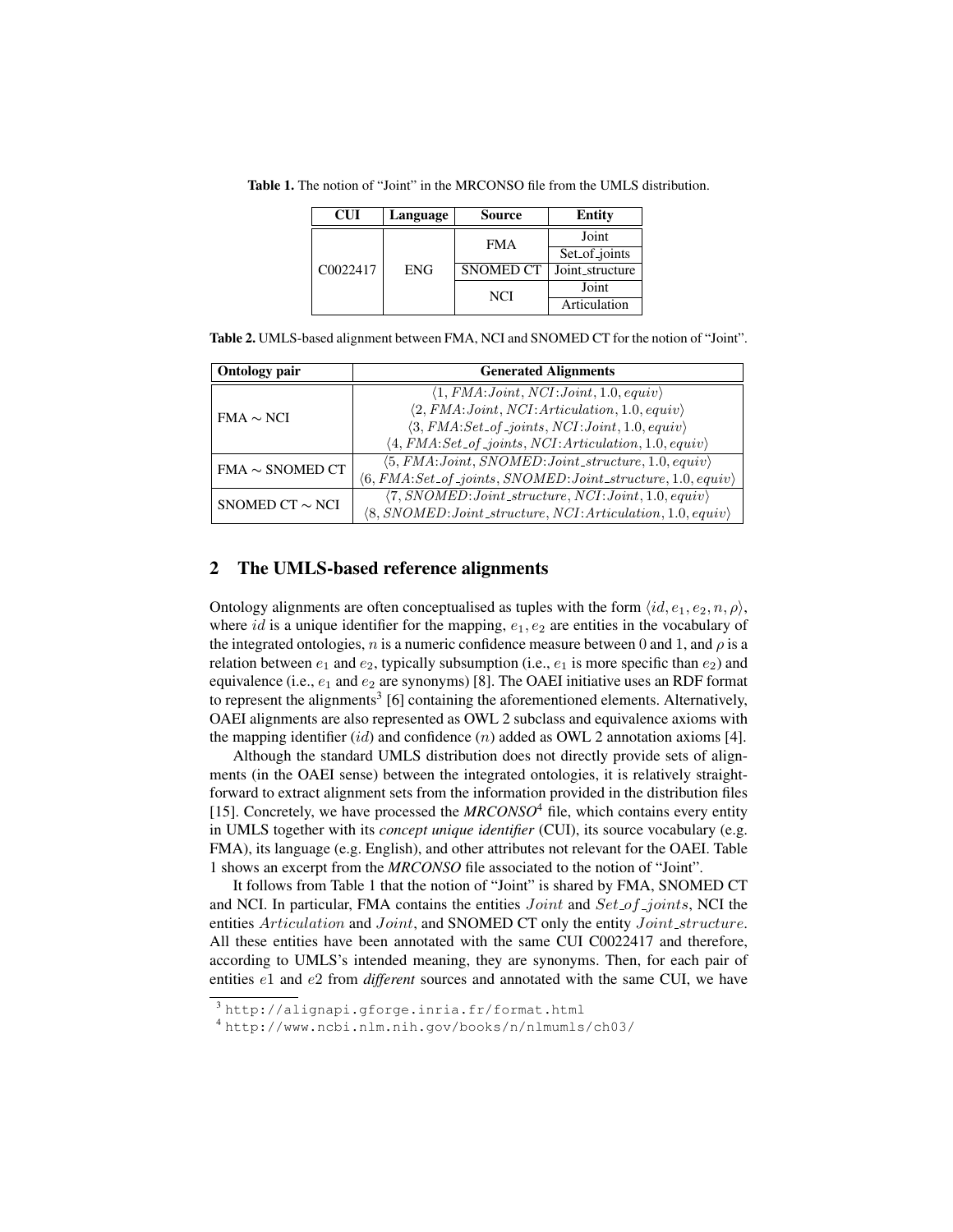**Table 1.** The notion of "Joint" in the MRCONSO file from the UMLS distribution.

| CUI | Language | Source | Entity |
|---|---|---|---|
| C0022417 | ENG | FMA | Joint |
| | | | Set_of_joints |
| | | SNOMED CT | Joint_structure |
| | | NCI | Joint |
| | | | Articulation |

**Table 2.** UMLS-based alignment between FMA, NCI and SNOMED CT for the notion of "Joint".

| Ontology pair | Generated Alignments |
|---|---|
| FMA ∼ NCI | $\langle 1, FMA{:}Joint, NCI{:}Joint, 1.0, equiv\rangle$ |
| | $\langle 2, FMA{:}Joint, NCI{:}Articulation, 1.0, equiv\rangle$ |
| | $\langle 3, FMA{:}Set\_of\_joints, NCI{:}Joint, 1.0, equiv\rangle$ |
| | $\langle 4, FMA{:}Set\_of\_joints, NCI{:}Articulation, 1.0, equiv\rangle$ |
| FMA ∼ SNOMED CT | $\langle 5, FMA{:}Joint, SNOMED{:}Joint\_structure, 1.0, equiv\rangle$ |
| | $\langle 6, FMA{:}Set\_of\_joints, SNOMED{:}Joint\_structure, 1.0, equiv\rangle$ |
| SNOMED CT ∼ NCI | $\langle 7, SNOMED{:}Joint\_structure, NCI{:}Joint, 1.0, equiv\rangle$ |
| | $\langle 8, SNOMED{:}Joint\_structure, NCI{:}Articulation, 1.0, equiv\rangle$ |

## 2 The UMLS-based reference alignments

Ontology alignments are often conceptualised as tuples with the form $\langle id, e_1, e_2, n, \rho\rangle$, where $id$ is a unique identifier for the mapping, $e_1, e_2$ are entities in the vocabulary of the integrated ontologies, $n$ is a numeric confidence measure between 0 and 1, and $\rho$ is a relation between $e_1$ and $e_2$, typically subsumption (i.e., $e_1$ is more specific than $e_2$) and equivalence (i.e., $e_1$ and $e_2$ are synonyms) [8]. The OAEI initiative uses an RDF format to represent the alignments[3] [6] containing the aforementioned elements. Alternatively, OAEI alignments are also represented as OWL 2 subclass and equivalence axioms with the mapping identifier ($id$) and confidence ($n$) added as OWL 2 annotation axioms [4].

Although the standard UMLS distribution does not directly provide sets of alignments (in the OAEI sense) between the integrated ontologies, it is relatively straightforward to extract alignment sets from the information provided in the distribution files [15]. Concretely, we have processed the ***MRCONSO***[4] file, which contains every entity in UMLS together with its *concept unique identifier* (CUI), its source vocabulary (e.g. FMA), its language (e.g. English), and other attributes not relevant for the OAEI. Table 1 shows an excerpt from the ***MRCONSO*** file associated to the notion of "Joint".

It follows from Table 1 that the notion of "Joint" is shared by FMA, SNOMED CT and NCI. In particular, FMA contains the entities $Joint$ and $Set\_of\_joints$, NCI the entities $Articulation$ and $Joint$, and SNOMED CT only the entity $Joint\_structure$. All these entities have been annotated with the same CUI C0022417 and therefore, according to UMLS's intended meaning, they are synonyms. Then, for each pair of entities $e1$ and $e2$ from ***different*** sources and annotated with the same CUI, we have

[3] http://alignapi.gforge.inria.fr/format.html

[4] http://www.ncbi.nlm.nih.gov/books/n/nlmumls/ch03/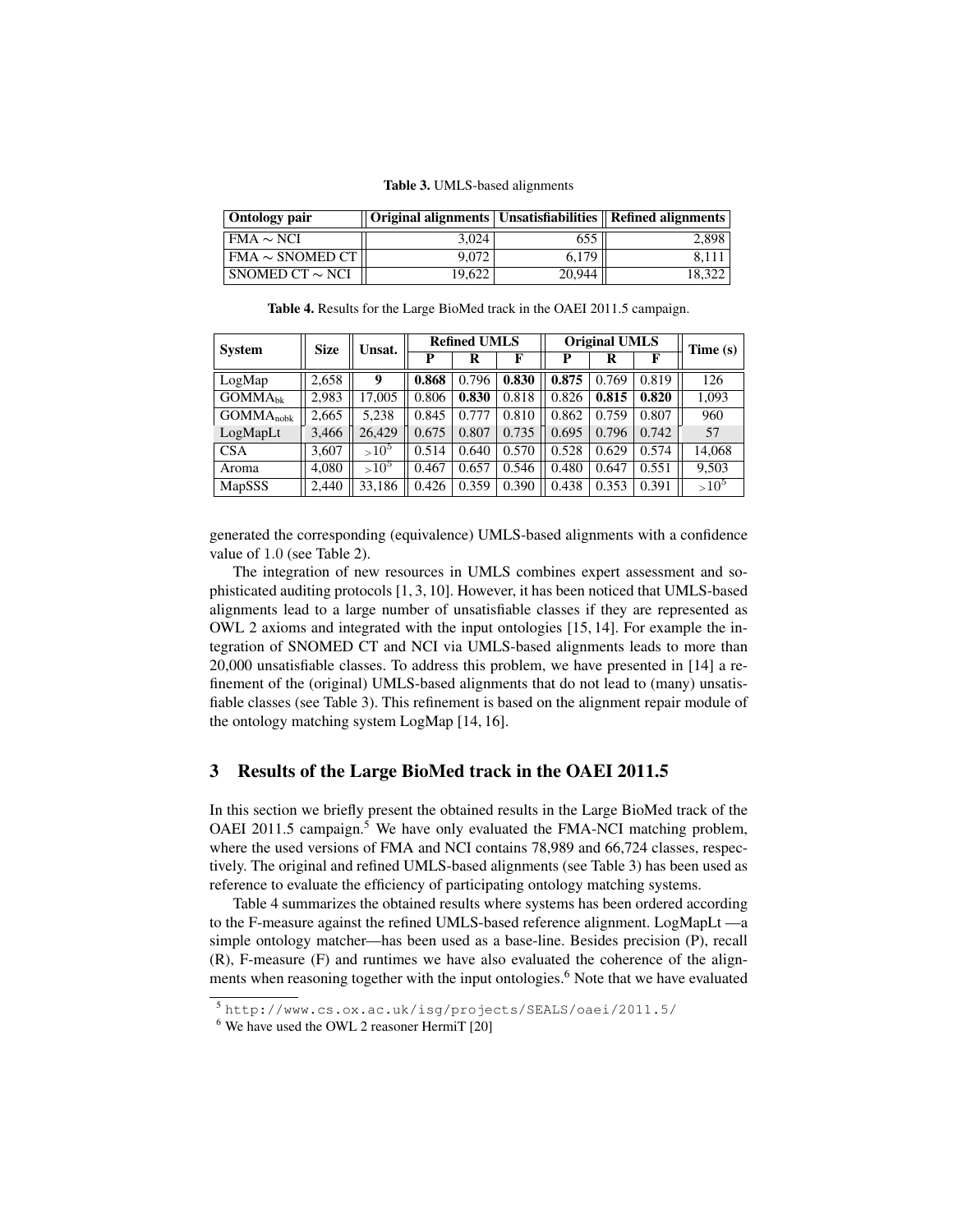**Table 3.** UMLS-based alignments

| Ontology pair | Original alignments | Unsatisfiabilities | Refined alignments |
|---|---|---|---|
| FMA $\sim$ NCI | 3,024 | 655 | 2,898 |
| FMA $\sim$ SNOMED CT | 9,072 | 6,179 | 8,111 |
| SNOMED CT $\sim$ NCI | 19,622 | 20,944 | 18,322 |

**Table 4.** Results for the Large BioMed track in the OAEI 2011.5 campaign.

| System | Size | Unsat. | Refined UMLS | | | Original UMLS | | | Time (s) |
|---|---|---|---|---|---|---|---|---|---|
| | | | P | R | F | P | R | F | |
| LogMap | 2,658 | **9** | **0.868** | 0.796 | **0.830** | **0.875** | 0.769 | 0.819 | 126 |
| $\text{GOMMA}_{\text{bk}}$ | 2,983 | 17,005 | 0.806 | **0.830** | 0.818 | 0.826 | **0.815** | **0.820** | 1,093 |
| $\text{GOMMA}_{\text{nobk}}$ | 2,665 | 5,238 | 0.845 | 0.777 | 0.810 | 0.862 | 0.759 | 0.807 | 960 |
| LogMapLt | 3,466 | 26,429 | 0.675 | 0.807 | 0.735 | 0.695 | 0.796 | 0.742 | 57 |
| CSA | 3,607 | $>10^5$ | 0.514 | 0.640 | 0.570 | 0.528 | 0.629 | 0.574 | 14,068 |
| Aroma | 4,080 | $>10^5$ | 0.467 | 0.657 | 0.546 | 0.480 | 0.647 | 0.551 | 9,503 |
| MapSSS | 2,440 | 33,186 | 0.426 | 0.359 | 0.390 | 0.438 | 0.353 | 0.391 | $>10^5$ |

generated the corresponding (equivalence) UMLS-based alignments with a confidence value of 1.0 (see Table 2).

The integration of new resources in UMLS combines expert assessment and sophisticated auditing protocols [1, 3, 10]. However, it has been noticed that UMLS-based alignments lead to a large number of unsatisfiable classes if they are represented as OWL 2 axioms and integrated with the input ontologies [15, 14]. For example the integration of SNOMED CT and NCI via UMLS-based alignments leads to more than 20,000 unsatisfiable classes. To address this problem, we have presented in [14] a refinement of the (original) UMLS-based alignments that do not lead to (many) unsatisfiable classes (see Table 3). This refinement is based on the alignment repair module of the ontology matching system LogMap [14, 16].

## 3 Results of the Large BioMed track in the OAEI 2011.5

In this section we briefly present the obtained results in the Large BioMed track of the OAEI 2011.5 campaign.[5] We have only evaluated the FMA-NCI matching problem, where the used versions of FMA and NCI contains 78,989 and 66,724 classes, respectively. The original and refined UMLS-based alignments (see Table 3) has been used as reference to evaluate the efficiency of participating ontology matching systems.

Table 4 summarizes the obtained results where systems has been ordered according to the F-measure against the refined UMLS-based reference alignment. LogMapLt —a simple ontology matcher—has been used as a base-line. Besides precision (P), recall (R), F-measure (F) and runtimes we have also evaluated the coherence of the alignments when reasoning together with the input ontologies.[6] Note that we have evaluated

[5] http://www.cs.ox.ac.uk/isg/projects/SEALS/oaei/2011.5/

[6] We have used the OWL 2 reasoner HermiT [20]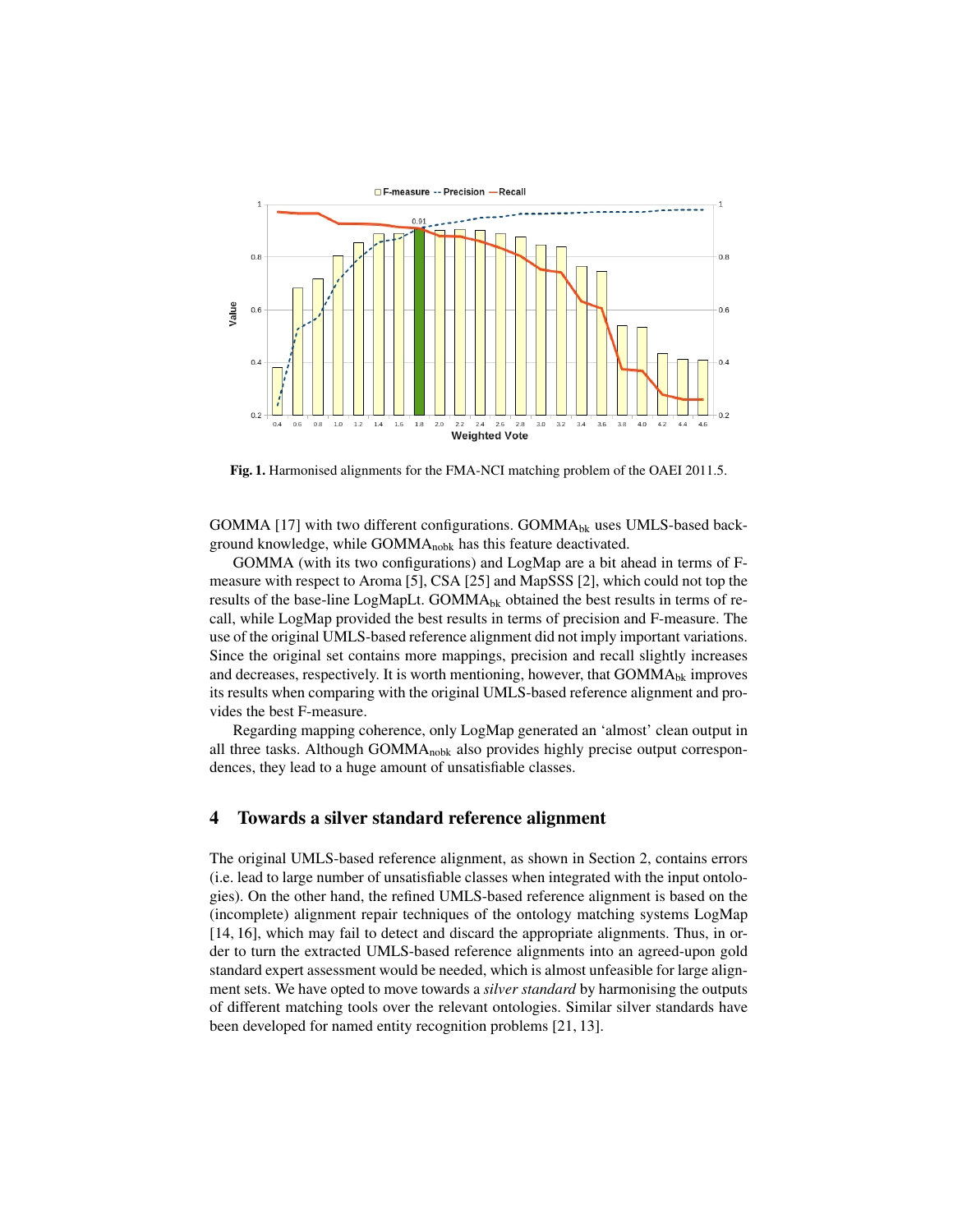F-measure -- Precision — Recall

1

0.91

0.8

0.6

0.4

0.2

Value

0.4 0.6 0.8 1.0 1.2 1.4 1.6 1.8 2.0 2.2 2.4 2.6 2.8 3.0 3.2 3.4 3.6 3.8 4.0 4.2 4.4 4.6

Weighted Vote

**Fig. 1.** Harmonised alignments for the FMA-NCI matching problem of the OAEI 2011.5.

GOMMA [17] with two different configurations. $\text{GOMMA}_{\text{bk}}$ uses UMLS-based background knowledge, while $\text{GOMMA}_{\text{nobk}}$ has this feature deactivated.

GOMMA (with its two configurations) and LogMap are a bit ahead in terms of F-measure with respect to Aroma [5], CSA [25] and MapSSS [2], which could not top the results of the base-line LogMapLt. $\text{GOMMA}_{\text{bk}}$ obtained the best results in terms of recall, while LogMap provided the best results in terms of precision and F-measure. The use of the original UMLS-based reference alignment did not imply important variations. Since the original set contains more mappings, precision and recall slightly increases and decreases, respectively. It is worth mentioning, however, that $\text{GOMMA}_{\text{bk}}$ improves its results when comparing with the original UMLS-based reference alignment and provides the best F-measure.

Regarding mapping coherence, only LogMap generated an 'almost' clean output in all three tasks. Although $\text{GOMMA}_{\text{nobk}}$ also provides highly precise output correspondences, they lead to a huge amount of unsatisfiable classes.

## 4 Towards a silver standard reference alignment

The original UMLS-based reference alignment, as shown in Section 2, contains errors (i.e. lead to large number of unsatisfiable classes when integrated with the input ontologies). On the other hand, the refined UMLS-based reference alignment is based on the (incomplete) alignment repair techniques of the ontology matching systems LogMap [14, 16], which may fail to detect and discard the appropriate alignments. Thus, in order to turn the extracted UMLS-based reference alignments into an agreed-upon gold standard expert assessment would be needed, which is almost unfeasible for large alignment sets. We have opted to move towards a *silver standard* by harmonising the outputs of different matching tools over the relevant ontologies. Similar silver standards have been developed for named entity recognition problems [21, 13].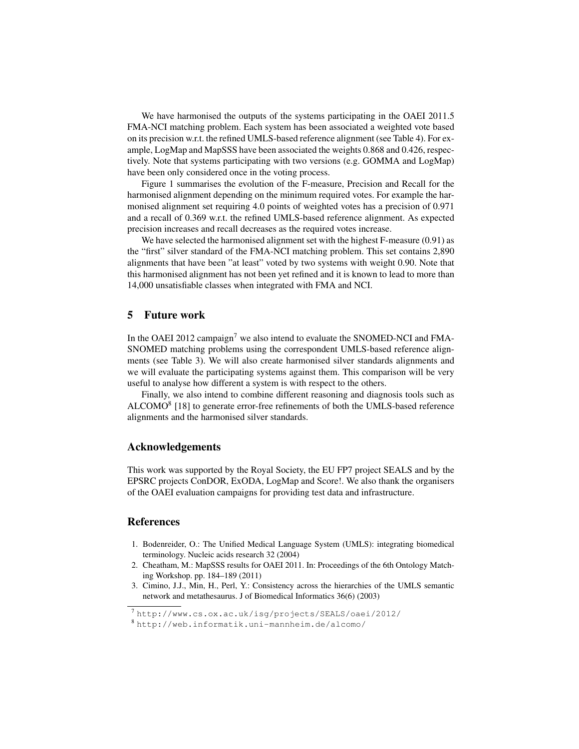We have harmonised the outputs of the systems participating in the OAEI 2011.5 FMA-NCI matching problem. Each system has been associated a weighted vote based on its precision w.r.t. the refined UMLS-based reference alignment (see Table 4). For example, LogMap and MapSSS have been associated the weights 0.868 and 0.426, respectively. Note that systems participating with two versions (e.g. GOMMA and LogMap) have been only considered once in the voting process.

Figure 1 summarises the evolution of the F-measure, Precision and Recall for the harmonised alignment depending on the minimum required votes. For example the harmonised alignment set requiring 4.0 points of weighted votes has a precision of 0.971 and a recall of 0.369 w.r.t. the refined UMLS-based reference alignment. As expected precision increases and recall decreases as the required votes increase.

We have selected the harmonised alignment set with the highest F-measure (0.91) as the "first" silver standard of the FMA-NCI matching problem. This set contains 2,890 alignments that have been "at least" voted by two systems with weight 0.90. Note that this harmonised alignment has not been yet refined and it is known to lead to more than 14,000 unsatisfiable classes when integrated with FMA and NCI.

## 5 Future work

In the OAEI 2012 campaign[7] we also intend to evaluate the SNOMED-NCI and FMA-SNOMED matching problems using the correspondent UMLS-based reference alignments (see Table 3). We will also create harmonised silver standards alignments and we will evaluate the participating systems against them. This comparison will be very useful to analyse how different a system is with respect to the others.

Finally, we also intend to combine different reasoning and diagnosis tools such as ALCOMO[8] [18] to generate error-free refinements of both the UMLS-based reference alignments and the harmonised silver standards.

## Acknowledgements

This work was supported by the Royal Society, the EU FP7 project SEALS and by the EPSRC projects ConDOR, ExODA, LogMap and Score!. We also thank the organisers of the OAEI evaluation campaigns for providing test data and infrastructure.

## References

1. Bodenreider, O.: The Unified Medical Language System (UMLS): integrating biomedical terminology. Nucleic acids research 32 (2004)
2. Cheatham, M.: MapSSS results for OAEI 2011. In: Proceedings of the 6th Ontology Matching Workshop. pp. 184–189 (2011)
3. Cimino, J.J., Min, H., Perl, Y.: Consistency across the hierarchies of the UMLS semantic network and metathesaurus. J of Biomedical Informatics 36(6) (2003)

[7] http://www.cs.ox.ac.uk/isg/projects/SEALS/oaei/2012/

[8] http://web.informatik.uni-mannheim.de/alcomo/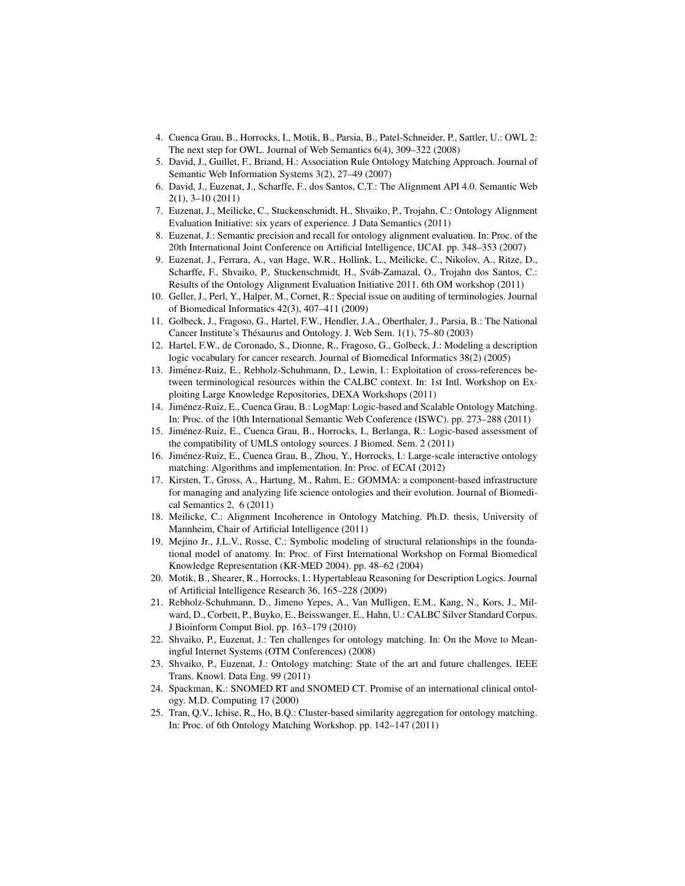4. Cuenca Grau, B., Horrocks, I., Motik, B., Parsia, B., Patel-Schneider, P., Sattler, U.: OWL 2: The next step for OWL. Journal of Web Semantics 6(4), 309–322 (2008)
5. David, J., Guillet, F., Briand, H.: Association Rule Ontology Matching Approach. Journal of Semantic Web Information Systems 3(2), 27–49 (2007)
6. David, J., Euzenat, J., Scharffe, F., dos Santos, C.T.: The Alignment API 4.0. Semantic Web 2(1), 3–10 (2011)
7. Euzenat, J., Meilicke, C., Stuckenschmidt, H., Shvaiko, P., Trojahn, C.: Ontology Alignment Evaluation Initiative: six years of experience. J Data Semantics (2011)
8. Euzenat, J.: Semantic precision and recall for ontology alignment evaluation. In: Proc. of the 20th International Joint Conference on Artificial Intelligence, IJCAI. pp. 348–353 (2007)
9. Euzenat, J., Ferrara, A., van Hage, W.R., Hollink, L., Meilicke, C., Nikolov, A., Ritze, D., Scharffe, F., Shvaiko, P., Stuckenschmidt, H., Sváb-Zamazal, O., Trojahn dos Santos, C.: Results of the Ontology Alignment Evaluation Initiative 2011. 6th OM workshop (2011)
10. Geller, J., Perl, Y., Halper, M., Cornet, R.: Special issue on auditing of terminologies. Journal of Biomedical Informatics 42(3), 407–411 (2009)
11. Golbeck, J., Fragoso, G., Hartel, F.W., Hendler, J.A., Oberthaler, J., Parsia, B.: The National Cancer Institute's Thésaurus and Ontology. J. Web Sem. 1(1), 75–80 (2003)
12. Hartel, F.W., de Coronado, S., Dionne, R., Fragoso, G., Golbeck, J.: Modeling a description logic vocabulary for cancer research. Journal of Biomedical Informatics 38(2) (2005)
13. Jiménez-Ruiz, E., Rebholz-Schuhmann, D., Lewin, I.: Exploitation of cross-references between terminological resources within the CALBC context. In: 1st Intl. Workshop on Exploiting Large Knowledge Repositories, DEXA Workshops (2011)
14. Jiménez-Ruiz, E., Cuenca Grau, B.: LogMap: Logic-based and Scalable Ontology Matching. In: Proc. of the 10th International Semantic Web Conference (ISWC). pp. 273–288 (2011)
15. Jiménez-Ruiz, E., Cuenca Grau, B., Horrocks, I., Berlanga, R.: Logic-based assessment of the compatibility of UMLS ontology sources. J Biomed. Sem. 2 (2011)
16. Jiménez-Ruiz, E., Cuenca Grau, B., Zhou, Y., Horrocks, I.: Large-scale interactive ontology matching: Algorithms and implementation. In: Proc. of ECAI (2012)
17. Kirsten, T., Gross, A., Hartung, M., Rahm, E.: GOMMA: a component-based infrastructure for managing and analyzing life science ontologies and their evolution. Journal of Biomedical Semantics 2, 6 (2011)
18. Meilicke, C.: Alignment Incoherence in Ontology Matching. Ph.D. thesis, University of Mannheim, Chair of Artificial Intelligence (2011)
19. Mejino Jr., J.L.V., Rosse, C.: Symbolic modeling of structural relationships in the foundational model of anatomy. In: Proc. of First International Workshop on Formal Biomedical Knowledge Representation (KR-MED 2004). pp. 48–62 (2004)
20. Motik, B., Shearer, R., Horrocks, I.: Hypertableau Reasoning for Description Logics. Journal of Artificial Intelligence Research 36, 165–228 (2009)
21. Rebholz-Schuhmann, D., Jimeno Yepes, A., Van Mulligen, E.M., Kang, N., Kors, J., Milward, D., Corbett, P., Buyko, E., Beisswanger, E., Hahn, U.: CALBC Silver Standard Corpus. J Bioinform Comput Biol. pp. 163–179 (2010)
22. Shvaiko, P., Euzenat, J.: Ten challenges for ontology matching. In: On the Move to Meaningful Internet Systems (OTM Conferences) (2008)
23. Shvaiko, P., Euzenat, J.: Ontology matching: State of the art and future challenges. IEEE Trans. Knowl. Data Eng. 99 (2011)
24. Spackman, K.: SNOMED RT and SNOMED CT. Promise of an international clinical ontology. M.D. Computing 17 (2000)
25. Tran, Q.V., Ichise, R., Ho, B.Q.: Cluster-based similarity aggregation for ontology matching. In: Proc. of 6th Ontology Matching Workshop. pp. 142–147 (2011)